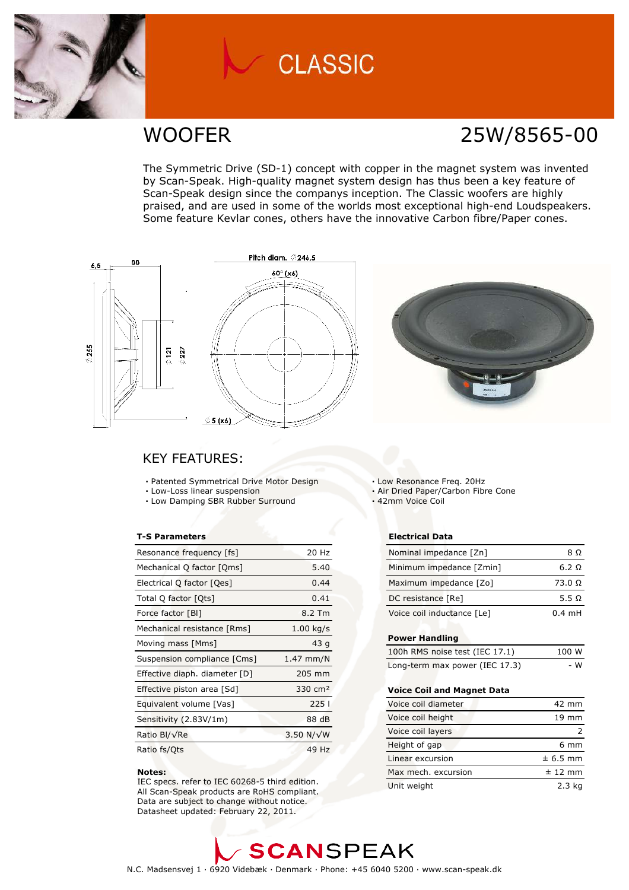# CLASSIC

## WOOFER

## 25W/8565-00

The Symmetric Drive (SD-1) concept with copper in the magnet system was invented by Scan-Speak. High-quality magnet system design has thus been a key feature of Scan-Speak design since the companys inception. The Classic woofers are highly praised, and are used in some of the worlds most exceptional high-end Loudspeakers. Some feature Kevlar cones, others have the innovative Carbon fibre/Paper cones.

## KEY FEATURES:

- Patented Symmetrical Drive Motor Design
- Low-Loss linear suspension
- Low Damping SBR Rubber Surround
- Low Resonance Freq. 20Hz
- Air Dried Paper/Carbon Fibre Cone
- 42mm Voice Coil

### T-S Parameters

| T-S Parameters | |
|---|---|
| Resonance frequency [fs] | 20 Hz |
| Mechanical Q factor [Qms] | 5.40 |
| Electrical Q factor [Qes] | 0.44 |
| Total Q factor [Qts] | 0.41 |
| Force factor [Bl] | 8.2 Tm |
| Mechanical resistance [Rms] | 1.00 kg/s |
| Moving mass [Mms] | 43 g |
| Suspension compliance [Cms] | 1.47 mm/N |
| Effective diaph. diameter [D] | 205 mm |
| Effective piston area [Sd] | 330 cm² |
| Equivalent volume [Vas] | 225 l |
| Sensitivity (2.83V/1m) | 88 dB |
| Ratio Bl/√Re | 3.50 N/√W |
| Ratio fs/Qts | 49 Hz |

**Notes:**
IEC specs. refer to IEC 60268-5 third edition.
All Scan-Speak products are RoHS compliant.
Data are subject to change without notice.
Datasheet updated: February 22, 2011.

### Electrical Data

| Electrical Data | |
|---|---|
| Nominal impedance [Zn] | 8 Ω |
| Minimum impedance [Zmin] | 6.2 Ω |
| Maximum impedance [Zo] | 73.0 Ω |
| DC resistance [Re] | 5.5 Ω |
| Voice coil inductance [Le] | 0.4 mH |

### Power Handling

| Power Handling | |
|---|---|
| 100h RMS noise test (IEC 17.1) | 100 W |
| Long-term max power (IEC 17.3) | - W |

### Voice Coil and Magnet Data

| Voice Coil and Magnet Data | |
|---|---|
| Voice coil diameter | 42 mm |
| Voice coil height | 19 mm |
| Voice coil layers | 2 |
| Height of gap | 6 mm |
| Linear excursion | ± 6.5 mm |
| Max mech. excursion | ± 12 mm |
| Unit weight | 2.3 kg |

SCANSPEAK

N.C. Madsensvej 1 · 6920 Videbæk · Denmark · Phone: +45 6040 5200 · www.scan-speak.dk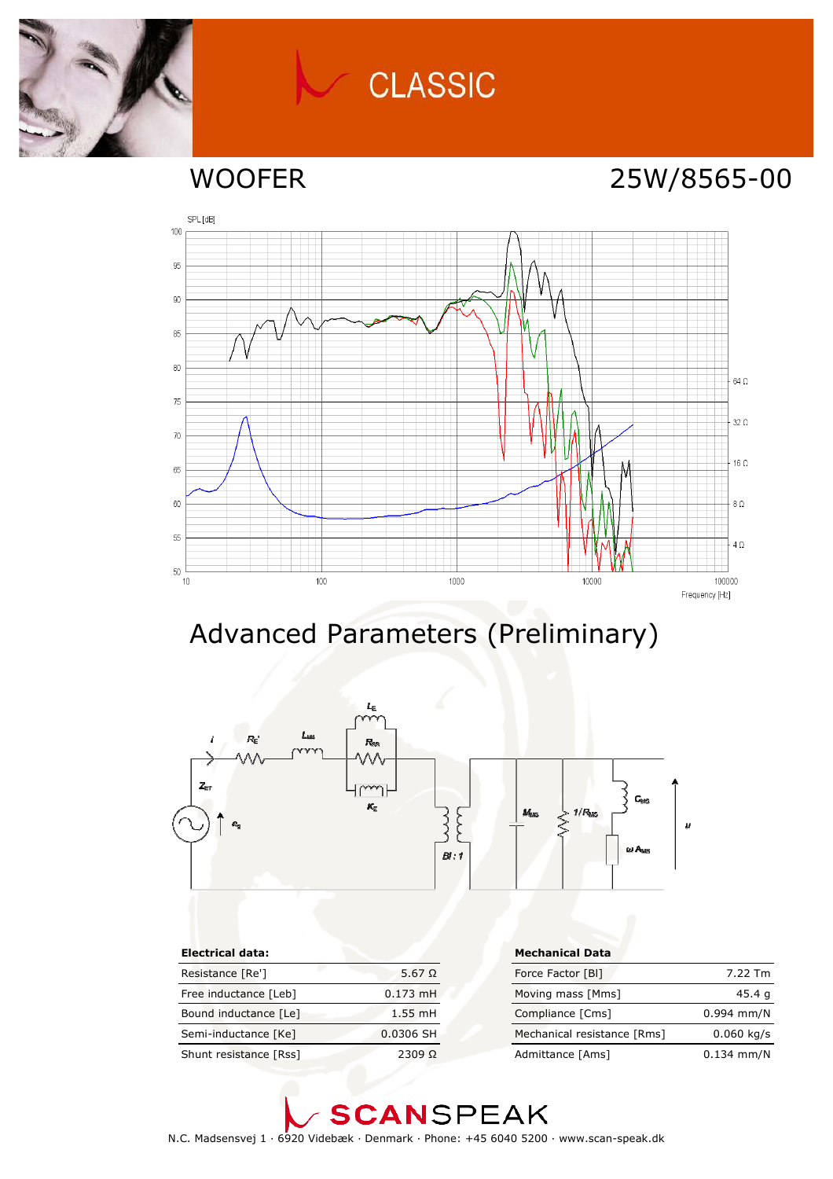# CLASSIC

## WOOFER

## 25W/8565-00

SPL [dB]

100
95
90
85
80
75
70
65
60
55
50

64 Ω
32 Ω
16 Ω
8 Ω
4 Ω

10
100
1000
10000
100000
Frequency [Hz]

# Advanced Parameters (Preliminary)

$i$
$R_E'$
$L_{eb}$
$L_E$
$R_{SS}$
$K_E$
$Z_{ET}$
$e_g$
$Bl : 1$
$M_{MS}$
$1/R_{MS}$
$C_{MS}$
$\omega A_{MS}$
$u$

| **Electrical data:** | |
|---|---|
| Resistance [Re'] | 5.67 Ω |
| Free inductance [Leb] | 0.173 mH |
| Bound inductance [Le] | 1.55 mH |
| Semi-inductance [Ke] | 0.0306 SH |
| Shunt resistance [Rss] | 2309 Ω |

| **Mechanical Data** | |
|---|---|
| Force Factor [Bl] | 7.22 Tm |
| Moving mass [Mms] | 45.4 g |
| Compliance [Cms] | 0.994 mm/N |
| Mechanical resistance [Rms] | 0.060 kg/s |
| Admittance [Ams] | 0.134 mm/N |

SCANSPEAK

N.C. Madsensvej 1 · 6920 Videbæk · Denmark · Phone: +45 6040 5200 · www.scan-speak.dk